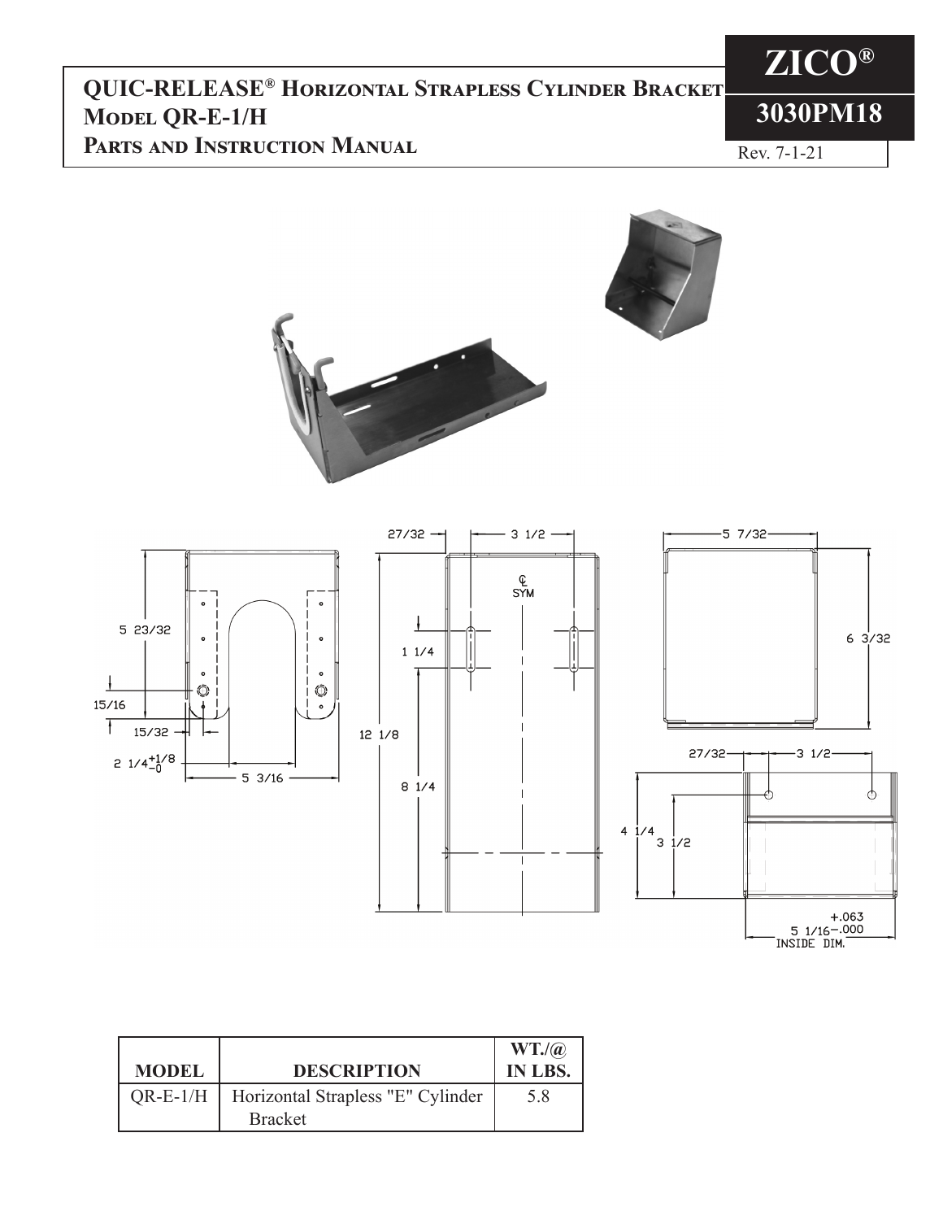# QUIC-RELEASE® Horizontal Strapless Cylinder Bracket Model QR-E-1/H Parts and Instruction Manual

**ZICO®**

**3030PM18**

Rev. 7-1-21

| MODEL | DESCRIPTION | WT./@ IN LBS. |
|---|---|---|
| QR-E-1/H | Horizontal Strapless "E" Cylinder Bracket | 5.8 |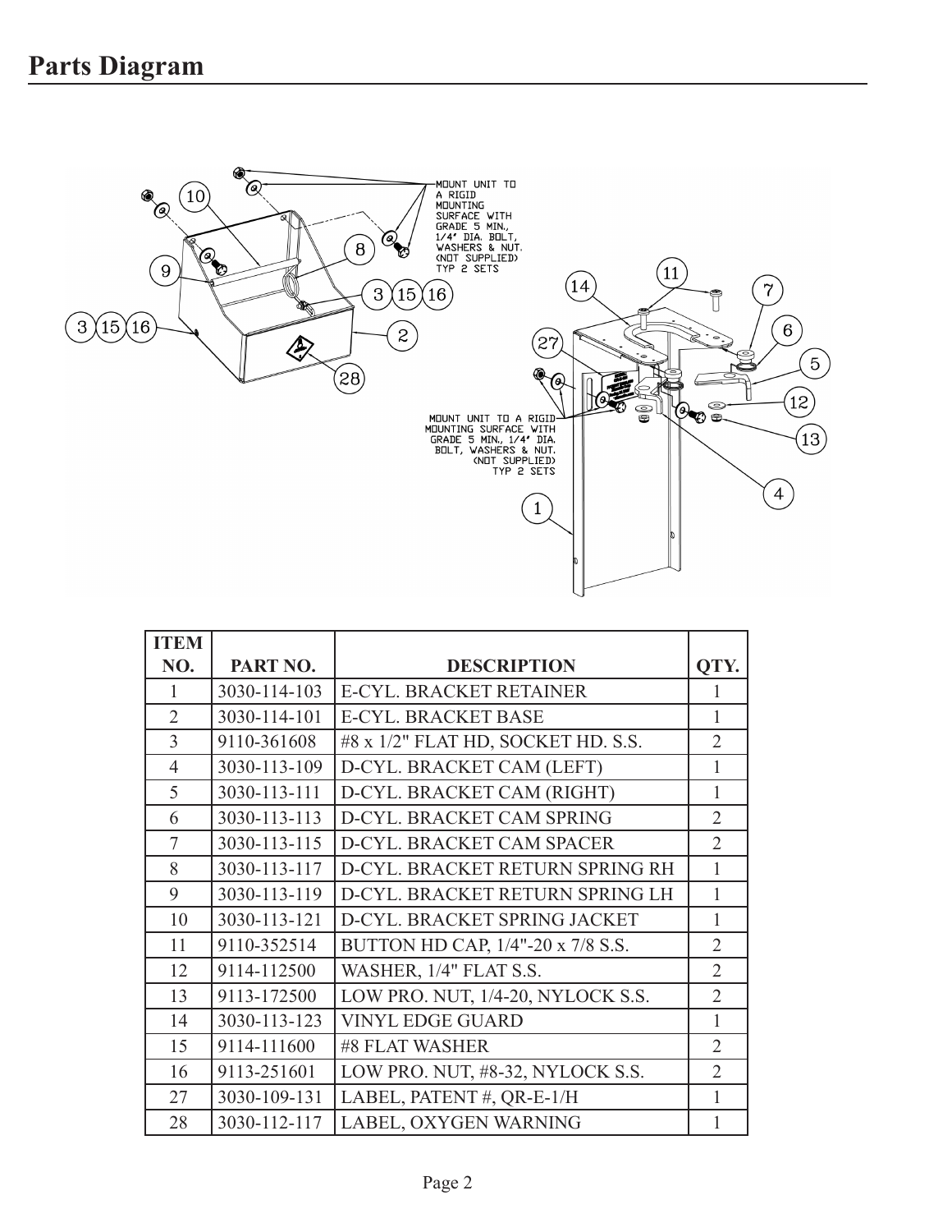# Parts Diagram

MOUNT UNIT TO A RIGID MOUNTING SURFACE WITH GRADE 5 MIN., 1/4" DIA. BOLT, WASHERS & NUT. (NOT SUPPLIED) TYP 2 SETS

MOUNT UNIT TO A RIGID MOUNTING SURFACE WITH GRADE 5 MIN., 1/4" DIA. BOLT, WASHERS & NUT. (NOT SUPPLIED) TYP 2 SETS

| ITEM NO. | PART NO. | DESCRIPTION | QTY. |
|---|---|---|---|
| 1 | 3030-114-103 | E-CYL. BRACKET RETAINER | 1 |
| 2 | 3030-114-101 | E-CYL. BRACKET BASE | 1 |
| 3 | 9110-361608 | #8 x 1/2" FLAT HD, SOCKET HD. S.S. | 2 |
| 4 | 3030-113-109 | D-CYL. BRACKET CAM (LEFT) | 1 |
| 5 | 3030-113-111 | D-CYL. BRACKET CAM (RIGHT) | 1 |
| 6 | 3030-113-113 | D-CYL. BRACKET CAM SPRING | 2 |
| 7 | 3030-113-115 | D-CYL. BRACKET CAM SPACER | 2 |
| 8 | 3030-113-117 | D-CYL. BRACKET RETURN SPRING RH | 1 |
| 9 | 3030-113-119 | D-CYL. BRACKET RETURN SPRING LH | 1 |
| 10 | 3030-113-121 | D-CYL. BRACKET SPRING JACKET | 1 |
| 11 | 9110-352514 | BUTTON HD CAP, 1/4"-20 x 7/8 S.S. | 2 |
| 12 | 9114-112500 | WASHER, 1/4" FLAT S.S. | 2 |
| 13 | 9113-172500 | LOW PRO. NUT, 1/4-20, NYLOCK S.S. | 2 |
| 14 | 3030-113-123 | VINYL EDGE GUARD | 1 |
| 15 | 9114-111600 | #8 FLAT WASHER | 2 |
| 16 | 9113-251601 | LOW PRO. NUT, #8-32, NYLOCK S.S. | 2 |
| 27 | 3030-109-131 | LABEL, PATENT #, QR-E-1/H | 1 |
| 28 | 3030-112-117 | LABEL, OXYGEN WARNING | 1 |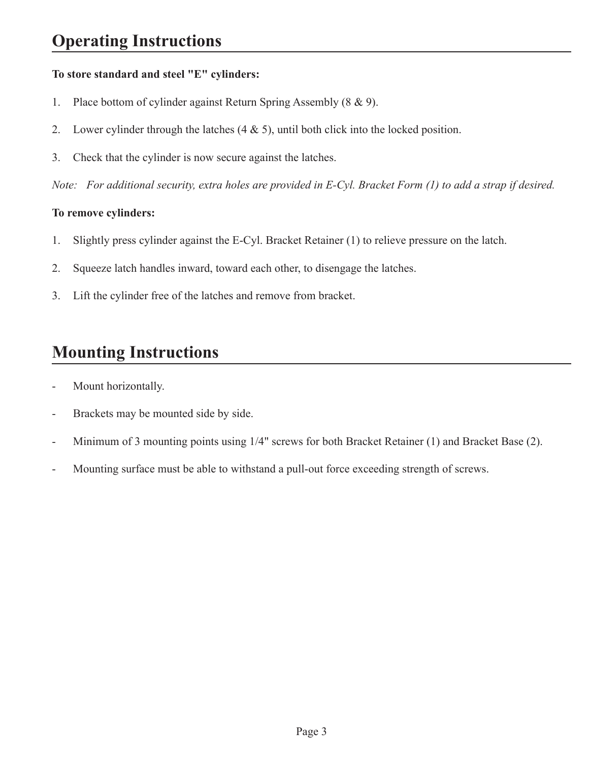# Operating Instructions

**To store standard and steel "E" cylinders:**

1. Place bottom of cylinder against Return Spring Assembly (8 & 9).
2. Lower cylinder through the latches (4 & 5), until both click into the locked position.
3. Check that the cylinder is now secure against the latches.

*Note: For additional security, extra holes are provided in E-Cyl. Bracket Form (1) to add a strap if desired.*

**To remove cylinders:**

1. Slightly press cylinder against the E-Cyl. Bracket Retainer (1) to relieve pressure on the latch.
2. Squeeze latch handles inward, toward each other, to disengage the latches.
3. Lift the cylinder free of the latches and remove from bracket.

# Mounting Instructions

- Mount horizontally.
- Brackets may be mounted side by side.
- Minimum of 3 mounting points using 1/4" screws for both Bracket Retainer (1) and Bracket Base (2).
- Mounting surface must be able to withstand a pull-out force exceeding strength of screws.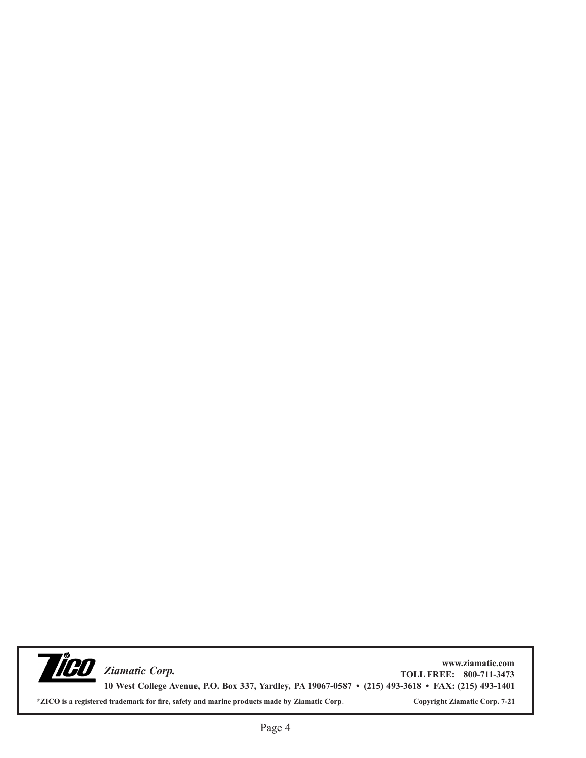**ZICO** *Ziamatic Corp.*

**www.ziamatic.com**
**TOLL FREE: 800-711-3473**
**10 West College Avenue, P.O. Box 337, Yardley, PA 19067-0587 • (215) 493-3618 • FAX: (215) 493-1401**

**\*ZICO is a registered trademark for fire, safety and marine products made by Ziamatic Corp.** **Copyright Ziamatic Corp. 7-21**